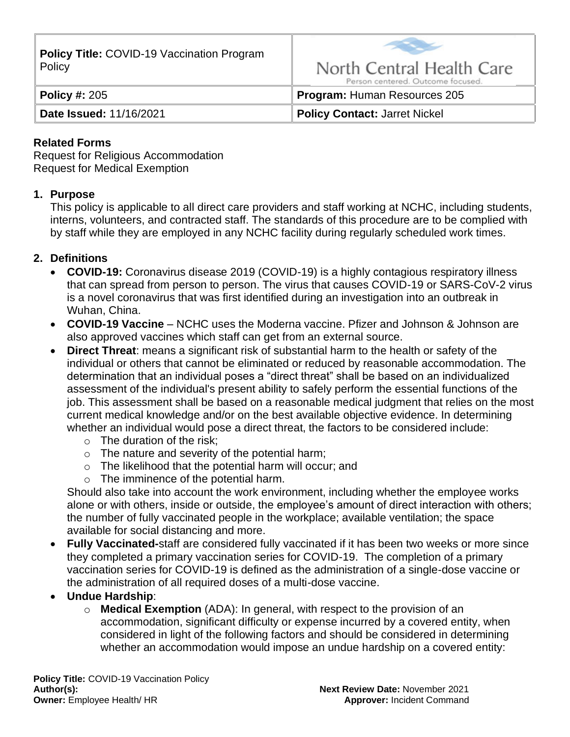| **Policy Title:** COVID-19 Vaccination Program Policy | North Central Health Care<br>Person centered. Outcome focused. |
| --- | --- |
| **Policy #:** 205 | **Program:** Human Resources 205 |
| **Date Issued:** 11/16/2021 | **Policy Contact:** Jarret Nickel |

**Related Forms**
Request for Religious Accommodation
Request for Medical Exemption

1. **Purpose**
   This policy is applicable to all direct care providers and staff working at NCHC, including students, interns, volunteers, and contracted staff. The standards of this procedure are to be complied with by staff while they are employed in any NCHC facility during regularly scheduled work times.

2. **Definitions**
   - **COVID-19:** Coronavirus disease 2019 (COVID-19) is a highly contagious respiratory illness that can spread from person to person. The virus that causes COVID-19 or SARS-CoV-2 virus is a novel coronavirus that was first identified during an investigation into an outbreak in Wuhan, China.
   - **COVID-19 Vaccine** – NCHC uses the Moderna vaccine. Pfizer and Johnson & Johnson are also approved vaccines which staff can get from an external source.
   - **Direct Threat**: means a significant risk of substantial harm to the health or safety of the individual or others that cannot be eliminated or reduced by reasonable accommodation. The determination that an individual poses a "direct threat" shall be based on an individualized assessment of the individual's present ability to safely perform the essential functions of the job. This assessment shall be based on a reasonable medical judgment that relies on the most current medical knowledge and/or on the best available objective evidence. In determining whether an individual would pose a direct threat, the factors to be considered include:
     - The duration of the risk;
     - The nature and severity of the potential harm;
     - The likelihood that the potential harm will occur; and
     - The imminence of the potential harm.

     Should also take into account the work environment, including whether the employee works alone or with others, inside or outside, the employee's amount of direct interaction with others; the number of fully vaccinated people in the workplace; available ventilation; the space available for social distancing and more.
   - **Fully Vaccinated-**staff are considered fully vaccinated if it has been two weeks or more since they completed a primary vaccination series for COVID-19. The completion of a primary vaccination series for COVID-19 is defined as the administration of a single-dose vaccine or the administration of all required doses of a multi-dose vaccine.
   - **Undue Hardship**:
     - **Medical Exemption** (ADA): In general, with respect to the provision of an accommodation, significant difficulty or expense incurred by a covered entity, when considered in light of the following factors and should be considered in determining whether an accommodation would impose an undue hardship on a covered entity: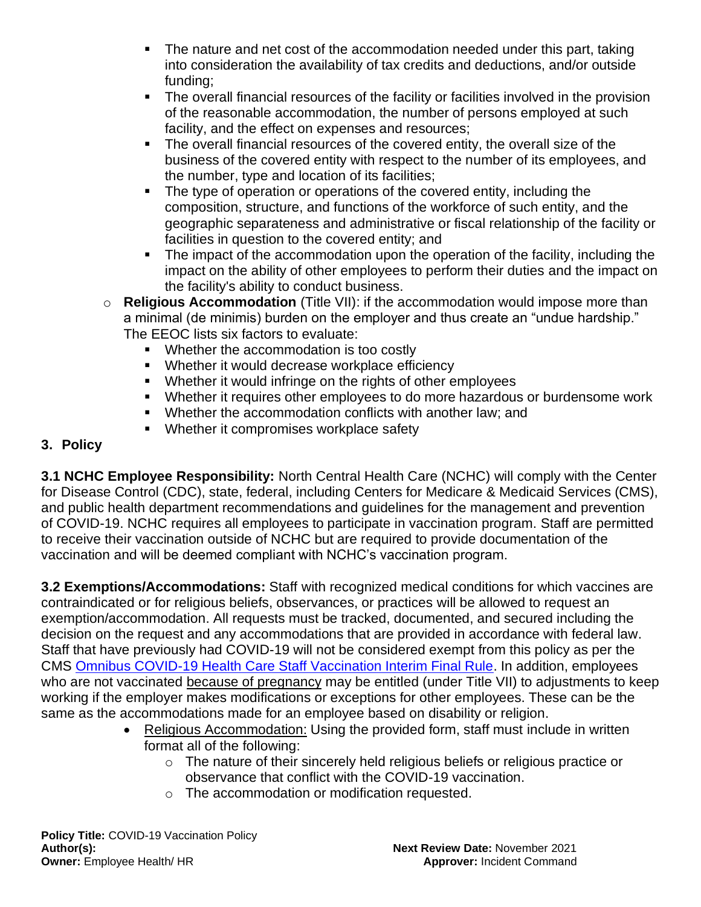- The nature and net cost of the accommodation needed under this part, taking into consideration the availability of tax credits and deductions, and/or outside funding;
      - The overall financial resources of the facility or facilities involved in the provision of the reasonable accommodation, the number of persons employed at such facility, and the effect on expenses and resources;
      - The overall financial resources of the covered entity, the overall size of the business of the covered entity with respect to the number of its employees, and the number, type and location of its facilities;
      - The type of operation or operations of the covered entity, including the composition, structure, and functions of the workforce of such entity, and the geographic separateness and administrative or fiscal relationship of the facility or facilities in question to the covered entity; and
      - The impact of the accommodation upon the operation of the facility, including the impact on the ability of other employees to perform their duties and the impact on the facility's ability to conduct business.
    - **Religious Accommodation** (Title VII): if the accommodation would impose more than a minimal (de minimis) burden on the employer and thus create an "undue hardship." The EEOC lists six factors to evaluate:
      - Whether the accommodation is too costly
      - Whether it would decrease workplace efficiency
      - Whether it would infringe on the rights of other employees
      - Whether it requires other employees to do more hazardous or burdensome work
      - Whether the accommodation conflicts with another law; and
      - Whether it compromises workplace safety

## 3. Policy

**3.1 NCHC Employee Responsibility:** North Central Health Care (NCHC) will comply with the Center for Disease Control (CDC), state, federal, including Centers for Medicare & Medicaid Services (CMS), and public health department recommendations and guidelines for the management and prevention of COVID-19. NCHC requires all employees to participate in vaccination program. Staff are permitted to receive their vaccination outside of NCHC but are required to provide documentation of the vaccination and will be deemed compliant with NCHC's vaccination program.

**3.2 Exemptions/Accommodations:** Staff with recognized medical conditions for which vaccines are contraindicated or for religious beliefs, observances, or practices will be allowed to request an exemption/accommodation. All requests must be tracked, documented, and secured including the decision on the request and any accommodations that are provided in accordance with federal law. Staff that have previously had COVID-19 will not be considered exempt from this policy as per the CMS Omnibus COVID-19 Health Care Staff Vaccination Interim Final Rule. In addition, employees who are not vaccinated because of pregnancy may be entitled (under Title VII) to adjustments to keep working if the employer makes modifications or exceptions for other employees. These can be the same as the accommodations made for an employee based on disability or religion.

- Religious Accommodation: Using the provided form, staff must include in written format all of the following:
  - The nature of their sincerely held religious beliefs or religious practice or observance that conflict with the COVID-19 vaccination.
  - The accommodation or modification requested.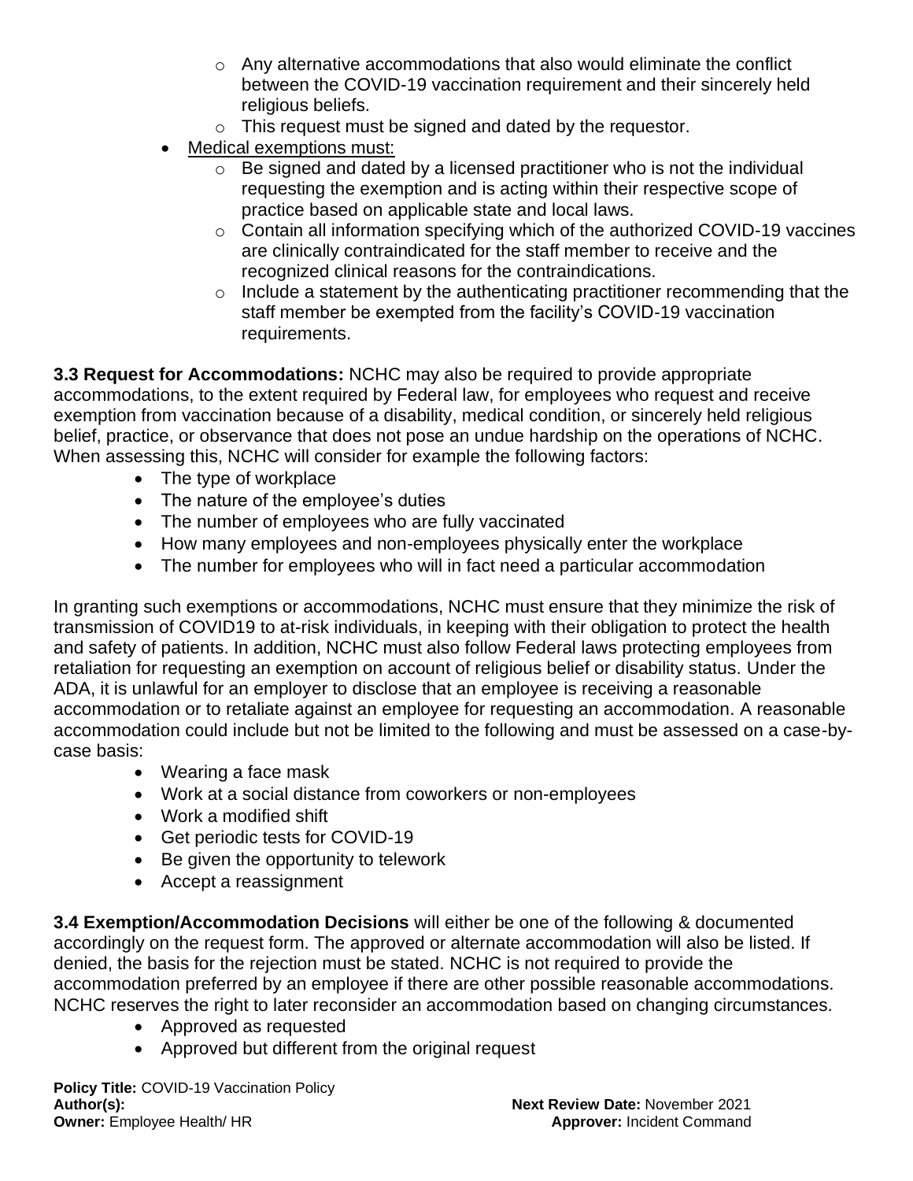- Any alternative accommodations that also would eliminate the conflict between the COVID-19 vaccination requirement and their sincerely held religious beliefs.
  - This request must be signed and dated by the requestor.
- Medical exemptions must:
  - Be signed and dated by a licensed practitioner who is not the individual requesting the exemption and is acting within their respective scope of practice based on applicable state and local laws.
  - Contain all information specifying which of the authorized COVID-19 vaccines are clinically contraindicated for the staff member to receive and the recognized clinical reasons for the contraindications.
  - Include a statement by the authenticating practitioner recommending that the staff member be exempted from the facility's COVID-19 vaccination requirements.

**3.3 Request for Accommodations:** NCHC may also be required to provide appropriate accommodations, to the extent required by Federal law, for employees who request and receive exemption from vaccination because of a disability, medical condition, or sincerely held religious belief, practice, or observance that does not pose an undue hardship on the operations of NCHC. When assessing this, NCHC will consider for example the following factors:

- The type of workplace
- The nature of the employee's duties
- The number of employees who are fully vaccinated
- How many employees and non-employees physically enter the workplace
- The number for employees who will in fact need a particular accommodation

In granting such exemptions or accommodations, NCHC must ensure that they minimize the risk of transmission of COVID19 to at-risk individuals, in keeping with their obligation to protect the health and safety of patients. In addition, NCHC must also follow Federal laws protecting employees from retaliation for requesting an exemption on account of religious belief or disability status. Under the ADA, it is unlawful for an employer to disclose that an employee is receiving a reasonable accommodation or to retaliate against an employee for requesting an accommodation. A reasonable accommodation could include but not be limited to the following and must be assessed on a case-by-case basis:

- Wearing a face mask
- Work at a social distance from coworkers or non-employees
- Work a modified shift
- Get periodic tests for COVID-19
- Be given the opportunity to telework
- Accept a reassignment

**3.4 Exemption/Accommodation Decisions** will either be one of the following & documented accordingly on the request form. The approved or alternate accommodation will also be listed. If denied, the basis for the rejection must be stated. NCHC is not required to provide the accommodation preferred by an employee if there are other possible reasonable accommodations. NCHC reserves the right to later reconsider an accommodation based on changing circumstances.

- Approved as requested
- Approved but different from the original request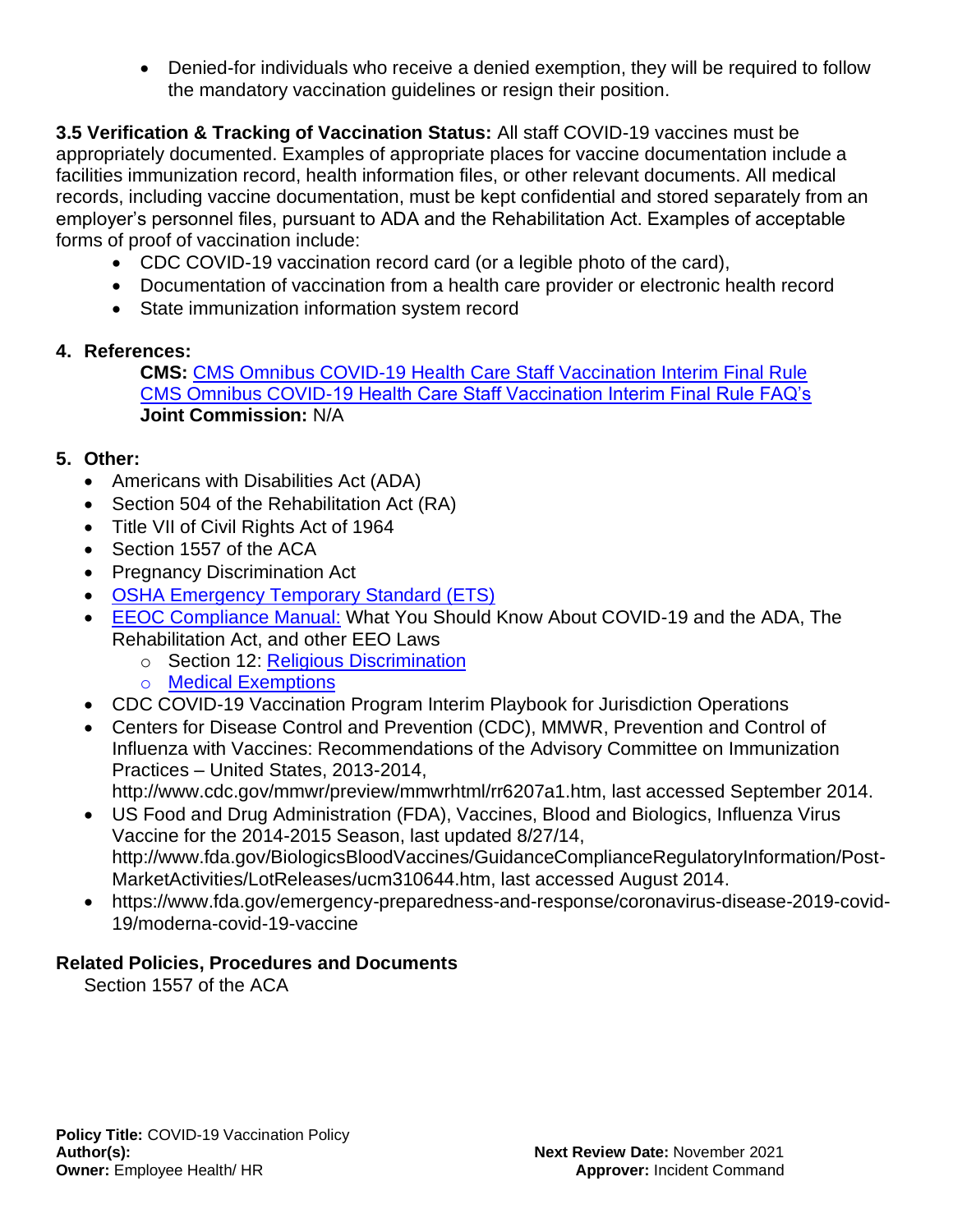- Denied-for individuals who receive a denied exemption, they will be required to follow the mandatory vaccination guidelines or resign their position.

**3.5 Verification & Tracking of Vaccination Status:** All staff COVID-19 vaccines must be appropriately documented. Examples of appropriate places for vaccine documentation include a facilities immunization record, health information files, or other relevant documents. All medical records, including vaccine documentation, must be kept confidential and stored separately from an employer's personnel files, pursuant to ADA and the Rehabilitation Act. Examples of acceptable forms of proof of vaccination include:

- CDC COVID-19 vaccination record card (or a legible photo of the card),
- Documentation of vaccination from a health care provider or electronic health record
- State immunization information system record

## 4. References:

**CMS:** CMS Omnibus COVID-19 Health Care Staff Vaccination Interim Final Rule
CMS Omnibus COVID-19 Health Care Staff Vaccination Interim Final Rule FAQ's
**Joint Commission:** N/A

## 5. Other:

- Americans with Disabilities Act (ADA)
- Section 504 of the Rehabilitation Act (RA)
- Title VII of Civil Rights Act of 1964
- Section 1557 of the ACA
- Pregnancy Discrimination Act
- OSHA Emergency Temporary Standard (ETS)
- EEOC Compliance Manual: What You Should Know About COVID-19 and the ADA, The Rehabilitation Act, and other EEO Laws
  - Section 12: Religious Discrimination
  - Medical Exemptions
- CDC COVID-19 Vaccination Program Interim Playbook for Jurisdiction Operations
- Centers for Disease Control and Prevention (CDC), MMWR, Prevention and Control of Influenza with Vaccines: Recommendations of the Advisory Committee on Immunization Practices – United States, 2013-2014, http://www.cdc.gov/mmwr/preview/mmwrhtml/rr6207a1.htm, last accessed September 2014.
- US Food and Drug Administration (FDA), Vaccines, Blood and Biologics, Influenza Virus Vaccine for the 2014-2015 Season, last updated 8/27/14, http://www.fda.gov/BiologicsBloodVaccines/GuidanceComplianceRegulatoryInformation/Post-MarketActivities/LotReleases/ucm310644.htm, last accessed August 2014.
- https://www.fda.gov/emergency-preparedness-and-response/coronavirus-disease-2019-covid-19/moderna-covid-19-vaccine

## Related Policies, Procedures and Documents

Section 1557 of the ACA